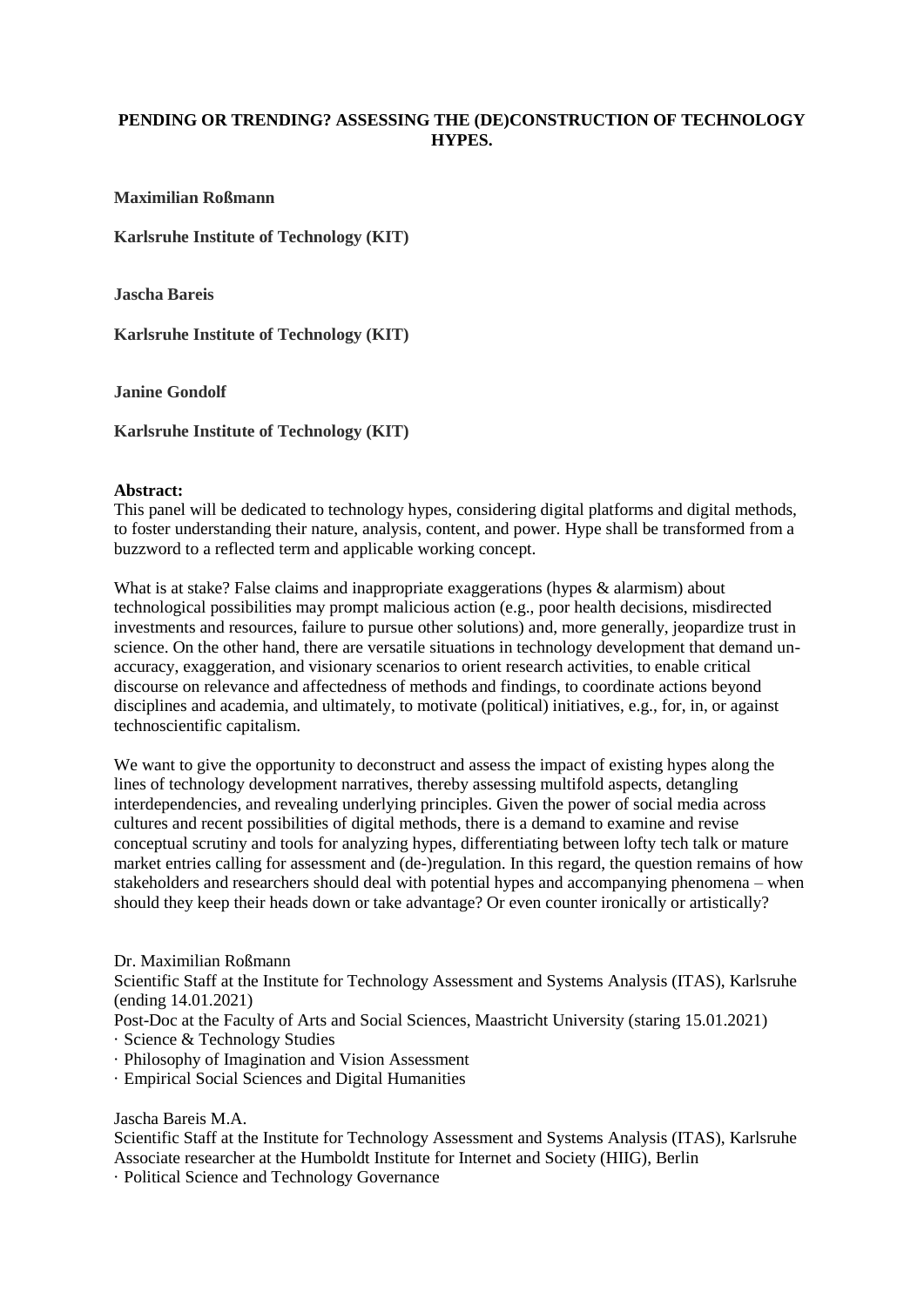**PENDING OR TRENDING? ASSESSING THE (DE)CONSTRUCTION OF TECHNOLOGY HYPES.**

**Maximilian Roßmann**

**Karlsruhe Institute of Technology (KIT)**

**Jascha Bareis**

**Karlsruhe Institute of Technology (KIT)**

**Janine Gondolf**

**Karlsruhe Institute of Technology (KIT)**

**Abstract:**

This panel will be dedicated to technology hypes, considering digital platforms and digital methods, to foster understanding their nature, analysis, content, and power. Hype shall be transformed from a buzzword to a reflected term and applicable working concept.

What is at stake? False claims and inappropriate exaggerations (hypes & alarmism) about technological possibilities may prompt malicious action (e.g., poor health decisions, misdirected investments and resources, failure to pursue other solutions) and, more generally, jeopardize trust in science. On the other hand, there are versatile situations in technology development that demand un-accuracy, exaggeration, and visionary scenarios to orient research activities, to enable critical discourse on relevance and affectedness of methods and findings, to coordinate actions beyond disciplines and academia, and ultimately, to motivate (political) initiatives, e.g., for, in, or against technoscientific capitalism.

We want to give the opportunity to deconstruct and assess the impact of existing hypes along the lines of technology development narratives, thereby assessing multifold aspects, detangling interdependencies, and revealing underlying principles. Given the power of social media across cultures and recent possibilities of digital methods, there is a demand to examine and revise conceptual scrutiny and tools for analyzing hypes, differentiating between lofty tech talk or mature market entries calling for assessment and (de-)regulation. In this regard, the question remains of how stakeholders and researchers should deal with potential hypes and accompanying phenomena – when should they keep their heads down or take advantage? Or even counter ironically or artistically?

Dr. Maximilian Roßmann

Scientific Staff at the Institute for Technology Assessment and Systems Analysis (ITAS), Karlsruhe (ending 14.01.2021)

Post-Doc at the Faculty of Arts and Social Sciences, Maastricht University (staring 15.01.2021)

· Science & Technology Studies
· Philosophy of Imagination and Vision Assessment
· Empirical Social Sciences and Digital Humanities

Jascha Bareis M.A.

Scientific Staff at the Institute for Technology Assessment and Systems Analysis (ITAS), Karlsruhe

Associate researcher at the Humboldt Institute for Internet and Society (HIIG), Berlin

· Political Science and Technology Governance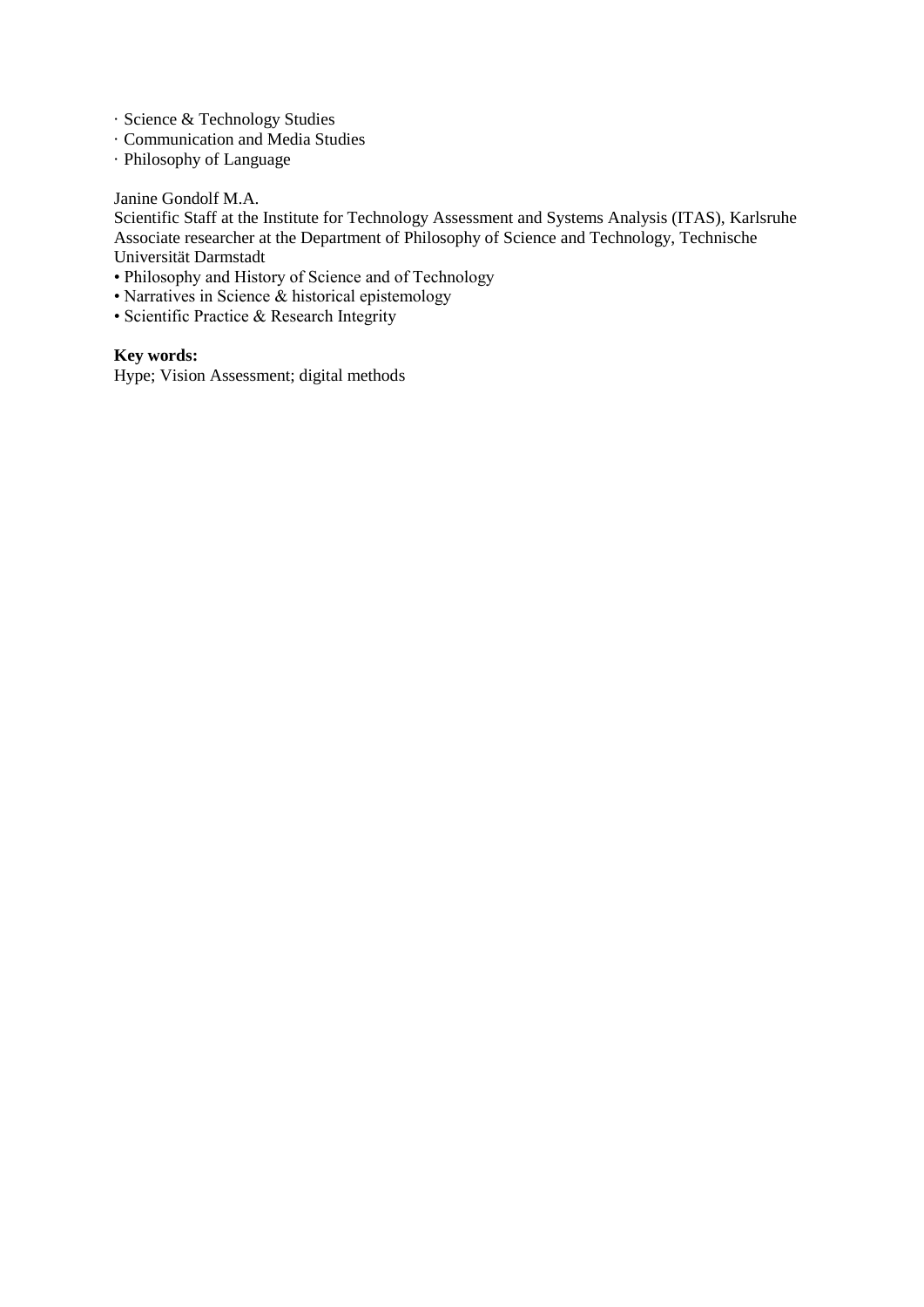· Science & Technology Studies
· Communication and Media Studies
· Philosophy of Language

Janine Gondolf M.A.
Scientific Staff at the Institute for Technology Assessment and Systems Analysis (ITAS), Karlsruhe
Associate researcher at the Department of Philosophy of Science and Technology, Technische Universität Darmstadt

- Philosophy and History of Science and of Technology
- Narratives in Science & historical epistemology
- Scientific Practice & Research Integrity

**Key words:**
Hype; Vision Assessment; digital methods